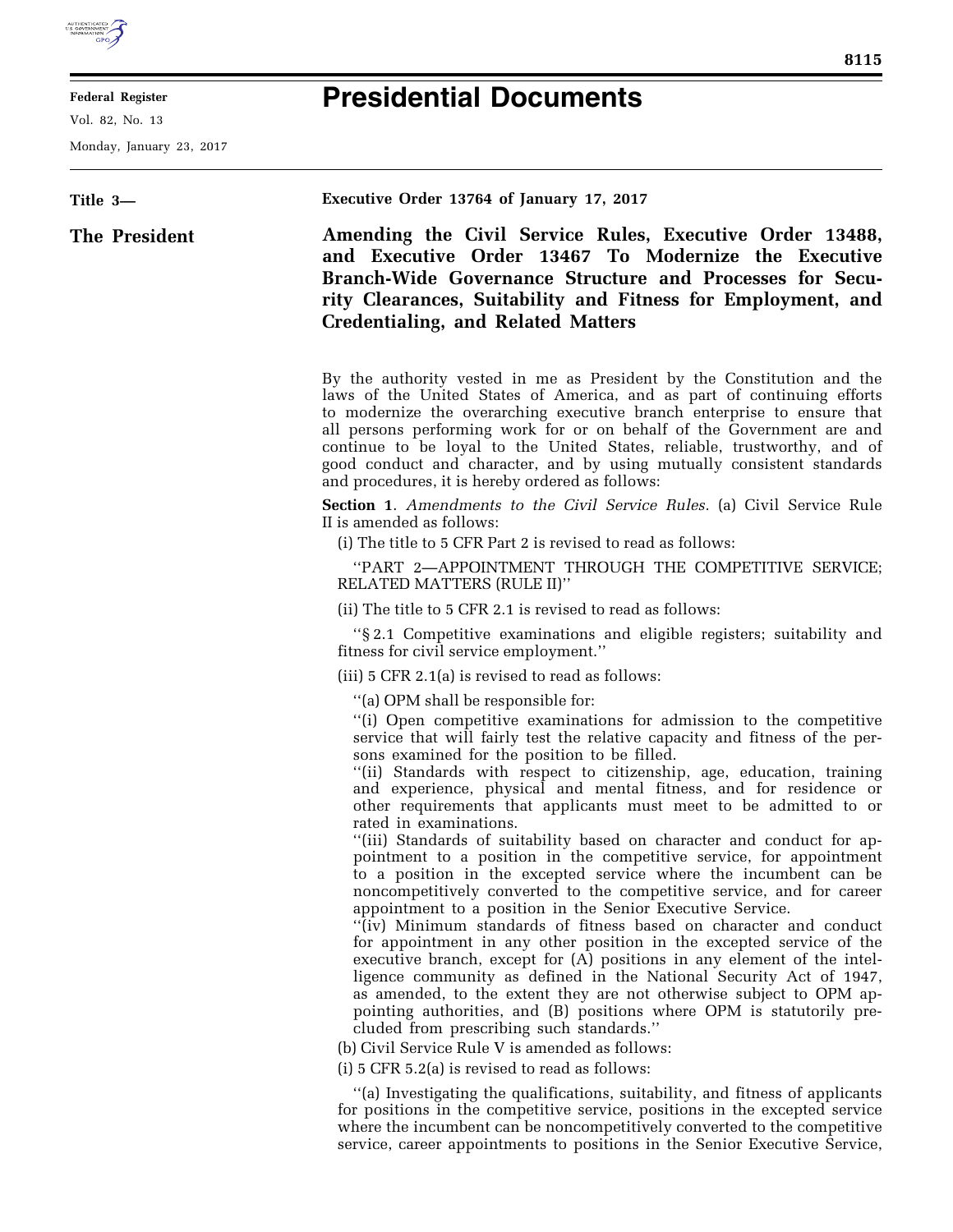**Federal Register**

Vol. 82, No. 13

Monday, January 23, 2017

# Presidential Documents

**Title 3—**

**The President**

**Executive Order 13764 of January 17, 2017**

## Amending the Civil Service Rules, Executive Order 13488, and Executive Order 13467 To Modernize the Executive Branch-Wide Governance Structure and Processes for Security Clearances, Suitability and Fitness for Employment, and Credentialing, and Related Matters

By the authority vested in me as President by the Constitution and the laws of the United States of America, and as part of continuing efforts to modernize the overarching executive branch enterprise to ensure that all persons performing work for or on behalf of the Government are and continue to be loyal to the United States, reliable, trustworthy, and of good conduct and character, and by using mutually consistent standards and procedures, it is hereby ordered as follows:

**Section 1**. *Amendments to the Civil Service Rules.* (a) Civil Service Rule II is amended as follows:

(i) The title to 5 CFR Part 2 is revised to read as follows:

''PART 2—APPOINTMENT THROUGH THE COMPETITIVE SERVICE; RELATED MATTERS (RULE II)''

(ii) The title to 5 CFR 2.1 is revised to read as follows:

''§ 2.1 Competitive examinations and eligible registers; suitability and fitness for civil service employment.''

(iii) 5 CFR 2.1(a) is revised to read as follows:

''(a) OPM shall be responsible for:

''(i) Open competitive examinations for admission to the competitive service that will fairly test the relative capacity and fitness of the persons examined for the position to be filled.

''(ii) Standards with respect to citizenship, age, education, training and experience, physical and mental fitness, and for residence or other requirements that applicants must meet to be admitted to or rated in examinations.

''(iii) Standards of suitability based on character and conduct for appointment to a position in the competitive service, for appointment to a position in the excepted service where the incumbent can be noncompetitively converted to the competitive service, and for career appointment to a position in the Senior Executive Service.

''(iv) Minimum standards of fitness based on character and conduct for appointment in any other position in the excepted service of the executive branch, except for (A) positions in any element of the intelligence community as defined in the National Security Act of 1947, as amended, to the extent they are not otherwise subject to OPM appointing authorities, and (B) positions where OPM is statutorily precluded from prescribing such standards.''

(b) Civil Service Rule V is amended as follows:

(i) 5 CFR 5.2(a) is revised to read as follows:

''(a) Investigating the qualifications, suitability, and fitness of applicants for positions in the competitive service, positions in the excepted service where the incumbent can be noncompetitively converted to the competitive service, career appointments to positions in the Senior Executive Service,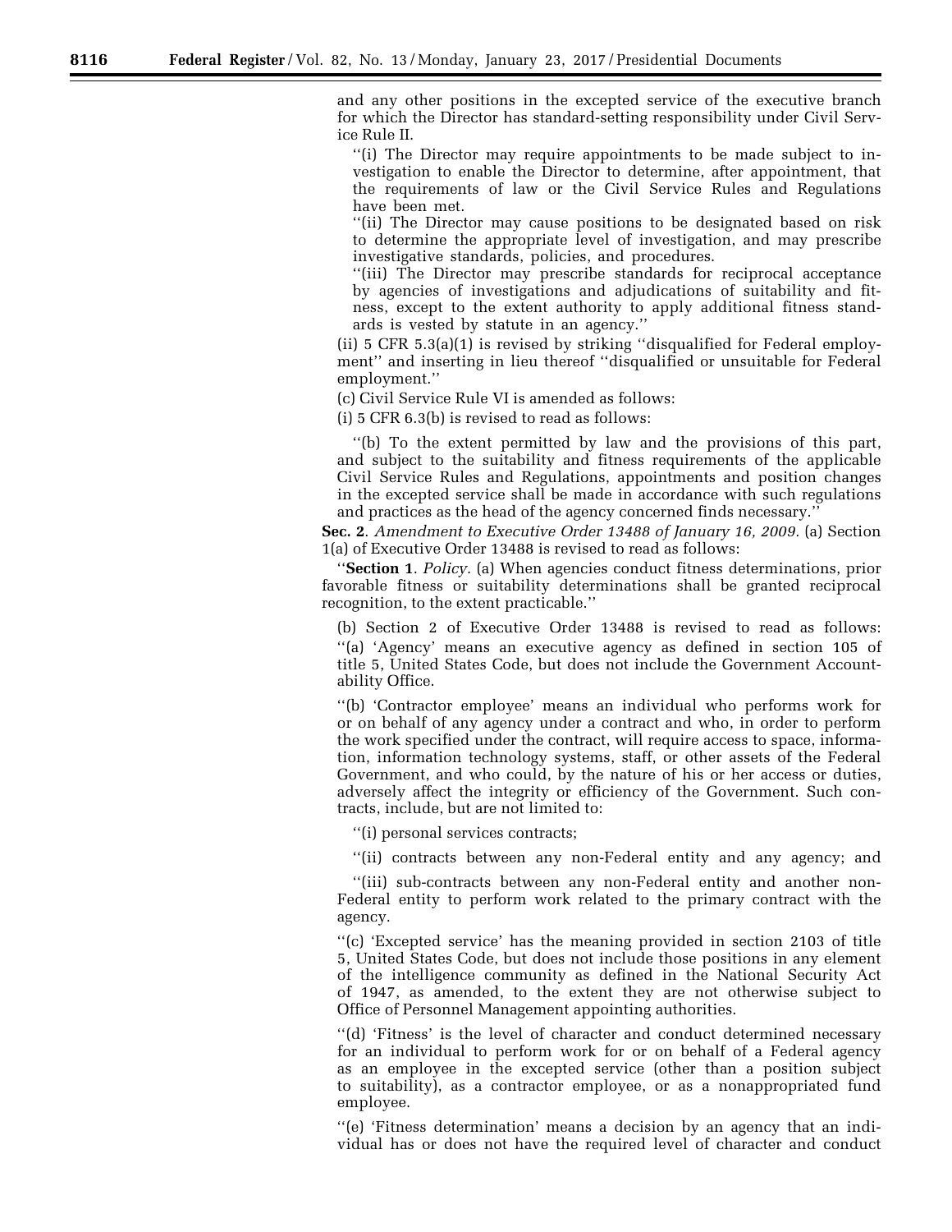and any other positions in the excepted service of the executive branch for which the Director has standard-setting responsibility under Civil Service Rule II.

"(i) The Director may require appointments to be made subject to investigation to enable the Director to determine, after appointment, that the requirements of law or the Civil Service Rules and Regulations have been met.

"(ii) The Director may cause positions to be designated based on risk to determine the appropriate level of investigation, and may prescribe investigative standards, policies, and procedures.

"(iii) The Director may prescribe standards for reciprocal acceptance by agencies of investigations and adjudications of suitability and fitness, except to the extent authority to apply additional fitness standards is vested by statute in an agency."

(ii) 5 CFR 5.3(a)(1) is revised by striking "disqualified for Federal employment" and inserting in lieu thereof "disqualified or unsuitable for Federal employment."

(c) Civil Service Rule VI is amended as follows:

(i) 5 CFR 6.3(b) is revised to read as follows:

"(b) To the extent permitted by law and the provisions of this part, and subject to the suitability and fitness requirements of the applicable Civil Service Rules and Regulations, appointments and position changes in the excepted service shall be made in accordance with such regulations and practices as the head of the agency concerned finds necessary."

**Sec. 2**. *Amendment to Executive Order 13488 of January 16, 2009*. (a) Section 1(a) of Executive Order 13488 is revised to read as follows:

"**Section 1**. *Policy*. (a) When agencies conduct fitness determinations, prior favorable fitness or suitability determinations shall be granted reciprocal recognition, to the extent practicable."

(b) Section 2 of Executive Order 13488 is revised to read as follows:

"(a) 'Agency' means an executive agency as defined in section 105 of title 5, United States Code, but does not include the Government Accountability Office.

"(b) 'Contractor employee' means an individual who performs work for or on behalf of any agency under a contract and who, in order to perform the work specified under the contract, will require access to space, information, information technology systems, staff, or other assets of the Federal Government, and who could, by the nature of his or her access or duties, adversely affect the integrity or efficiency of the Government. Such contracts, include, but are not limited to:

"(i) personal services contracts;

"(ii) contracts between any non-Federal entity and any agency; and

"(iii) sub-contracts between any non-Federal entity and another non-Federal entity to perform work related to the primary contract with the agency.

"(c) 'Excepted service' has the meaning provided in section 2103 of title 5, United States Code, but does not include those positions in any element of the intelligence community as defined in the National Security Act of 1947, as amended, to the extent they are not otherwise subject to Office of Personnel Management appointing authorities.

"(d) 'Fitness' is the level of character and conduct determined necessary for an individual to perform work for or on behalf of a Federal agency as an employee in the excepted service (other than a position subject to suitability), as a contractor employee, or as a nonappropriated fund employee.

"(e) 'Fitness determination' means a decision by an agency that an individual has or does not have the required level of character and conduct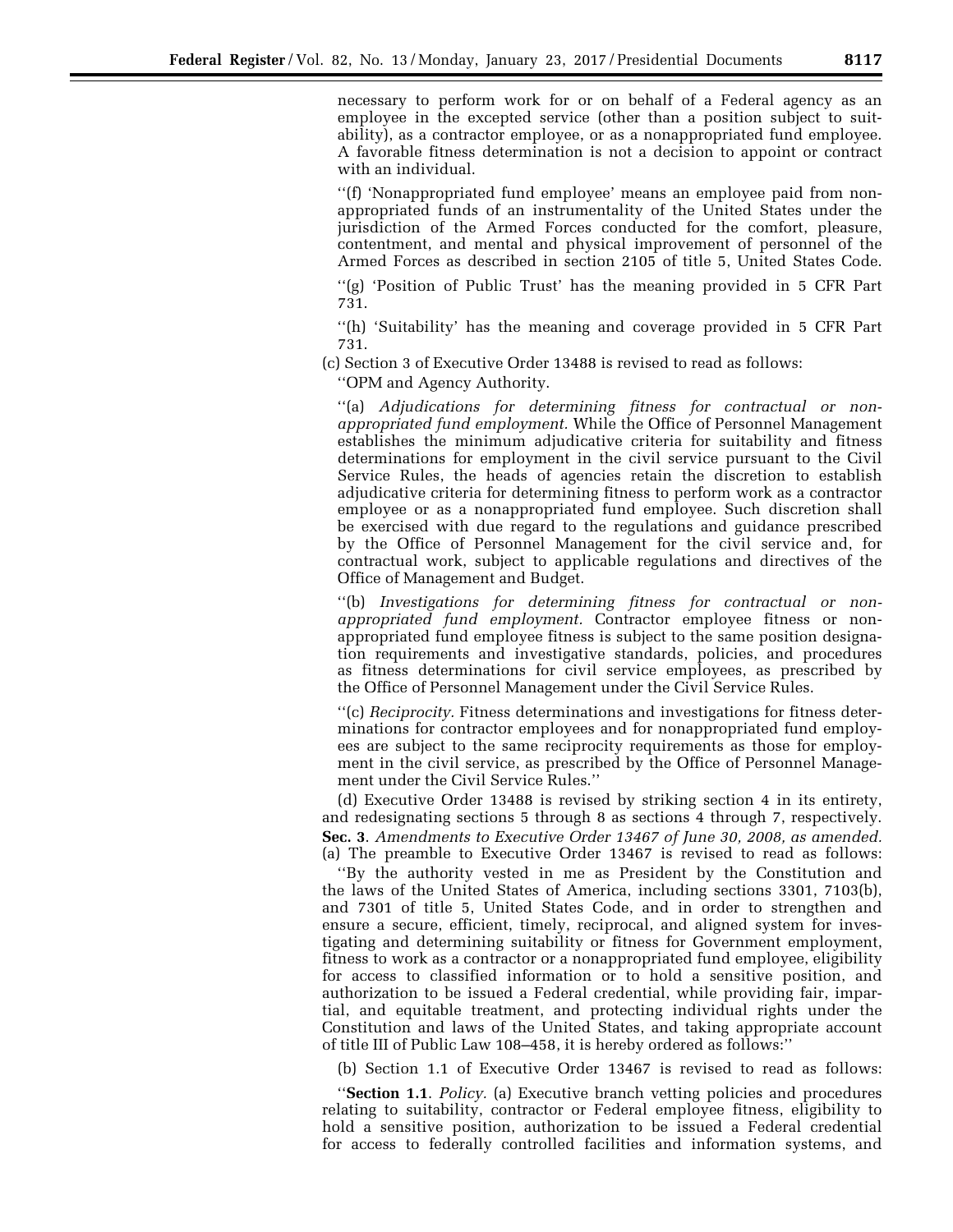necessary to perform work for or on behalf of a Federal agency as an employee in the excepted service (other than a position subject to suitability), as a contractor employee, or as a nonappropriated fund employee. A favorable fitness determination is not a decision to appoint or contract with an individual.

''(f) 'Nonappropriated fund employee' means an employee paid from nonappropriated funds of an instrumentality of the United States under the jurisdiction of the Armed Forces conducted for the comfort, pleasure, contentment, and mental and physical improvement of personnel of the Armed Forces as described in section 2105 of title 5, United States Code.

''(g) 'Position of Public Trust' has the meaning provided in 5 CFR Part 731.

''(h) 'Suitability' has the meaning and coverage provided in 5 CFR Part 731.

(c) Section 3 of Executive Order 13488 is revised to read as follows:

''OPM and Agency Authority.

''(a) *Adjudications for determining fitness for contractual or nonappropriated fund employment.* While the Office of Personnel Management establishes the minimum adjudicative criteria for suitability and fitness determinations for employment in the civil service pursuant to the Civil Service Rules, the heads of agencies retain the discretion to establish adjudicative criteria for determining fitness to perform work as a contractor employee or as a nonappropriated fund employee. Such discretion shall be exercised with due regard to the regulations and guidance prescribed by the Office of Personnel Management for the civil service and, for contractual work, subject to applicable regulations and directives of the Office of Management and Budget.

''(b) *Investigations for determining fitness for contractual or nonappropriated fund employment.* Contractor employee fitness or nonappropriated fund employee fitness is subject to the same position designation requirements and investigative standards, policies, and procedures as fitness determinations for civil service employees, as prescribed by the Office of Personnel Management under the Civil Service Rules.

''(c) *Reciprocity.* Fitness determinations and investigations for fitness determinations for contractor employees and for nonappropriated fund employees are subject to the same reciprocity requirements as those for employment in the civil service, as prescribed by the Office of Personnel Management under the Civil Service Rules.''

(d) Executive Order 13488 is revised by striking section 4 in its entirety, and redesignating sections 5 through 8 as sections 4 through 7, respectively.

**Sec. 3**. *Amendments to Executive Order 13467 of June 30, 2008, as amended.* (a) The preamble to Executive Order 13467 is revised to read as follows:

''By the authority vested in me as President by the Constitution and the laws of the United States of America, including sections 3301, 7103(b), and 7301 of title 5, United States Code, and in order to strengthen and ensure a secure, efficient, timely, reciprocal, and aligned system for investigating and determining suitability or fitness for Government employment, fitness to work as a contractor or a nonappropriated fund employee, eligibility for access to classified information or to hold a sensitive position, and authorization to be issued a Federal credential, while providing fair, impartial, and equitable treatment, and protecting individual rights under the Constitution and laws of the United States, and taking appropriate account of title III of Public Law 108–458, it is hereby ordered as follows:''

(b) Section 1.1 of Executive Order 13467 is revised to read as follows:

''**Section 1.1**. *Policy.* (a) Executive branch vetting policies and procedures relating to suitability, contractor or Federal employee fitness, eligibility to hold a sensitive position, authorization to be issued a Federal credential for access to federally controlled facilities and information systems, and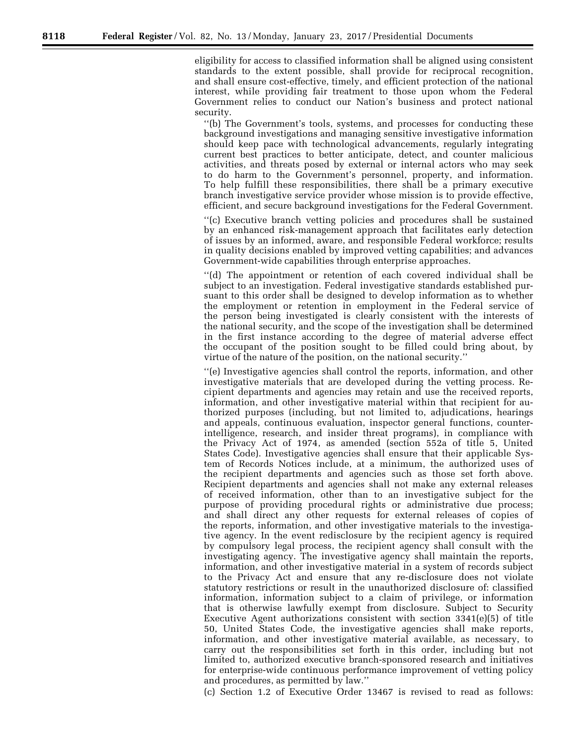eligibility for access to classified information shall be aligned using consistent standards to the extent possible, shall provide for reciprocal recognition, and shall ensure cost-effective, timely, and efficient protection of the national interest, while providing fair treatment to those upon whom the Federal Government relies to conduct our Nation's business and protect national security.

''(b) The Government's tools, systems, and processes for conducting these background investigations and managing sensitive investigative information should keep pace with technological advancements, regularly integrating current best practices to better anticipate, detect, and counter malicious activities, and threats posed by external or internal actors who may seek to do harm to the Government's personnel, property, and information. To help fulfill these responsibilities, there shall be a primary executive branch investigative service provider whose mission is to provide effective, efficient, and secure background investigations for the Federal Government.

''(c) Executive branch vetting policies and procedures shall be sustained by an enhanced risk-management approach that facilitates early detection of issues by an informed, aware, and responsible Federal workforce; results in quality decisions enabled by improved vetting capabilities; and advances Government-wide capabilities through enterprise approaches.

''(d) The appointment or retention of each covered individual shall be subject to an investigation. Federal investigative standards established pursuant to this order shall be designed to develop information as to whether the employment or retention in employment in the Federal service of the person being investigated is clearly consistent with the interests of the national security, and the scope of the investigation shall be determined in the first instance according to the degree of material adverse effect the occupant of the position sought to be filled could bring about, by virtue of the nature of the position, on the national security.''

''(e) Investigative agencies shall control the reports, information, and other investigative materials that are developed during the vetting process. Recipient departments and agencies may retain and use the received reports, information, and other investigative material within that recipient for authorized purposes (including, but not limited to, adjudications, hearings and appeals, continuous evaluation, inspector general functions, counterintelligence, research, and insider threat programs), in compliance with the Privacy Act of 1974, as amended (section 552a of title 5, United States Code). Investigative agencies shall ensure that their applicable System of Records Notices include, at a minimum, the authorized uses of the recipient departments and agencies such as those set forth above. Recipient departments and agencies shall not make any external releases of received information, other than to an investigative subject for the purpose of providing procedural rights or administrative due process; and shall direct any other requests for external releases of copies of the reports, information, and other investigative materials to the investigative agency. In the event redisclosure by the recipient agency is required by compulsory legal process, the recipient agency shall consult with the investigating agency. The investigative agency shall maintain the reports, information, and other investigative material in a system of records subject to the Privacy Act and ensure that any re-disclosure does not violate statutory restrictions or result in the unauthorized disclosure of: classified information, information subject to a claim of privilege, or information that is otherwise lawfully exempt from disclosure. Subject to Security Executive Agent authorizations consistent with section 3341(e)(5) of title 50, United States Code, the investigative agencies shall make reports, information, and other investigative material available, as necessary, to carry out the responsibilities set forth in this order, including but not limited to, authorized executive branch-sponsored research and initiatives for enterprise-wide continuous performance improvement of vetting policy and procedures, as permitted by law.''

(c) Section 1.2 of Executive Order 13467 is revised to read as follows: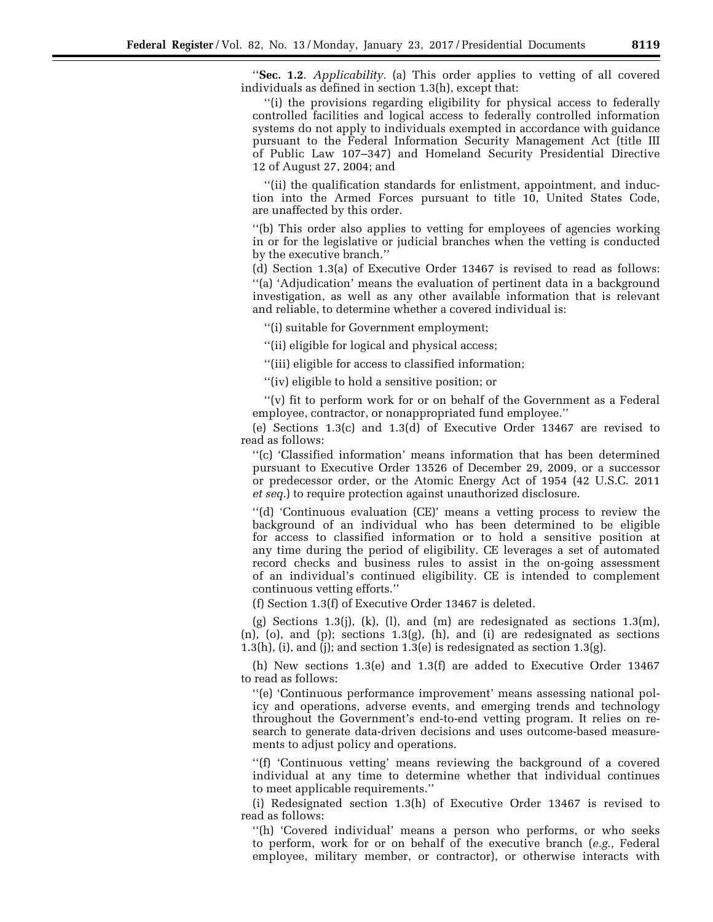"**Sec. 1.2**. *Applicability.* (a) This order applies to vetting of all covered individuals as defined in section 1.3(h), except that:

"(i) the provisions regarding eligibility for physical access to federally controlled facilities and logical access to federally controlled information systems do not apply to individuals exempted in accordance with guidance pursuant to the Federal Information Security Management Act (title III of Public Law 107–347) and Homeland Security Presidential Directive 12 of August 27, 2004; and

"(ii) the qualification standards for enlistment, appointment, and induction into the Armed Forces pursuant to title 10, United States Code, are unaffected by this order.

"(b) This order also applies to vetting for employees of agencies working in or for the legislative or judicial branches when the vetting is conducted by the executive branch."

(d) Section 1.3(a) of Executive Order 13467 is revised to read as follows:

"(a) 'Adjudication' means the evaluation of pertinent data in a background investigation, as well as any other available information that is relevant and reliable, to determine whether a covered individual is:

"(i) suitable for Government employment;

"(ii) eligible for logical and physical access;

"(iii) eligible for access to classified information;

"(iv) eligible to hold a sensitive position; or

"(v) fit to perform work for or on behalf of the Government as a Federal employee, contractor, or nonappropriated fund employee."

(e) Sections 1.3(c) and 1.3(d) of Executive Order 13467 are revised to read as follows:

"(c) 'Classified information' means information that has been determined pursuant to Executive Order 13526 of December 29, 2009, or a successor or predecessor order, or the Atomic Energy Act of 1954 (42 U.S.C. 2011 *et seq.*) to require protection against unauthorized disclosure.

"(d) 'Continuous evaluation (CE)' means a vetting process to review the background of an individual who has been determined to be eligible for access to classified information or to hold a sensitive position at any time during the period of eligibility. CE leverages a set of automated record checks and business rules to assist in the on-going assessment of an individual's continued eligibility. CE is intended to complement continuous vetting efforts."

(f) Section 1.3(f) of Executive Order 13467 is deleted.

(g) Sections 1.3(j), (k), (l), and (m) are redesignated as sections 1.3(m), (n), (o), and (p); sections 1.3(g), (h), and (i) are redesignated as sections 1.3(h), (i), and (j); and section 1.3(e) is redesignated as section 1.3(g).

(h) New sections 1.3(e) and 1.3(f) are added to Executive Order 13467 to read as follows:

"(e) 'Continuous performance improvement' means assessing national policy and operations, adverse events, and emerging trends and technology throughout the Government's end-to-end vetting program. It relies on research to generate data-driven decisions and uses outcome-based measurements to adjust policy and operations.

"(f) 'Continuous vetting' means reviewing the background of a covered individual at any time to determine whether that individual continues to meet applicable requirements."

(i) Redesignated section 1.3(h) of Executive Order 13467 is revised to read as follows:

"(h) 'Covered individual' means a person who performs, or who seeks to perform, work for or on behalf of the executive branch (*e.g.,* Federal employee, military member, or contractor), or otherwise interacts with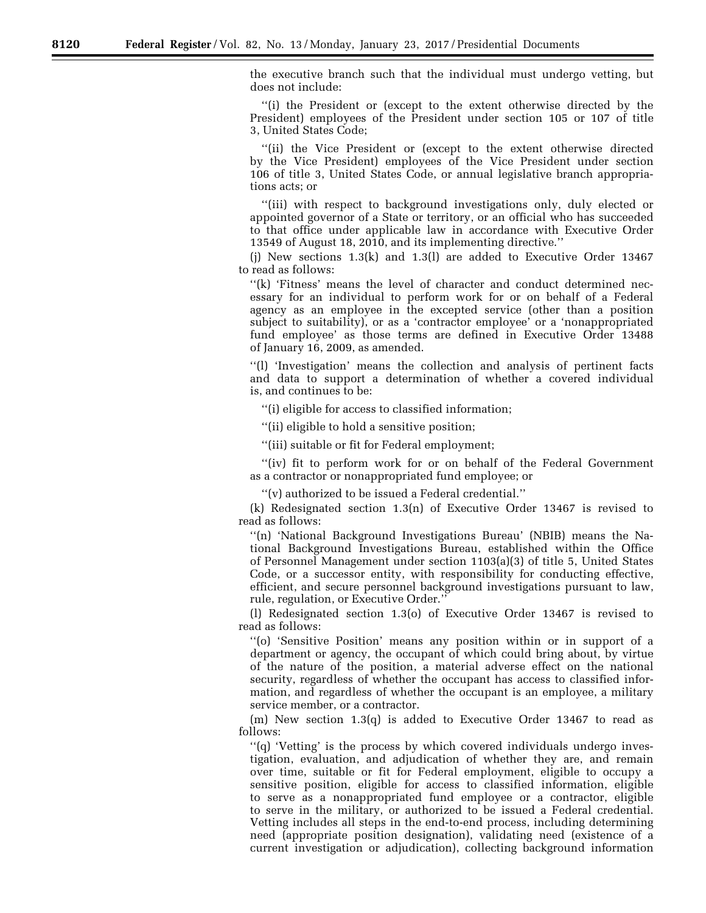the executive branch such that the individual must undergo vetting, but does not include:

''(i) the President or (except to the extent otherwise directed by the President) employees of the President under section 105 or 107 of title 3, United States Code;

''(ii) the Vice President or (except to the extent otherwise directed by the Vice President) employees of the Vice President under section 106 of title 3, United States Code, or annual legislative branch appropriations acts; or

''(iii) with respect to background investigations only, duly elected or appointed governor of a State or territory, or an official who has succeeded to that office under applicable law in accordance with Executive Order 13549 of August 18, 2010, and its implementing directive.''

(j) New sections 1.3(k) and 1.3(l) are added to Executive Order 13467 to read as follows:

''(k) 'Fitness' means the level of character and conduct determined necessary for an individual to perform work for or on behalf of a Federal agency as an employee in the excepted service (other than a position subject to suitability), or as a 'contractor employee' or a 'nonappropriated fund employee' as those terms are defined in Executive Order 13488 of January 16, 2009, as amended.

''(l) 'Investigation' means the collection and analysis of pertinent facts and data to support a determination of whether a covered individual is, and continues to be:

''(i) eligible for access to classified information;

''(ii) eligible to hold a sensitive position;

''(iii) suitable or fit for Federal employment;

''(iv) fit to perform work for or on behalf of the Federal Government as a contractor or nonappropriated fund employee; or

''(v) authorized to be issued a Federal credential.''

(k) Redesignated section 1.3(n) of Executive Order 13467 is revised to read as follows:

''(n) 'National Background Investigations Bureau' (NBIB) means the National Background Investigations Bureau, established within the Office of Personnel Management under section 1103(a)(3) of title 5, United States Code, or a successor entity, with responsibility for conducting effective, efficient, and secure personnel background investigations pursuant to law, rule, regulation, or Executive Order.''

(l) Redesignated section 1.3(o) of Executive Order 13467 is revised to read as follows:

''(o) 'Sensitive Position' means any position within or in support of a department or agency, the occupant of which could bring about, by virtue of the nature of the position, a material adverse effect on the national security, regardless of whether the occupant has access to classified information, and regardless of whether the occupant is an employee, a military service member, or a contractor.

(m) New section 1.3(q) is added to Executive Order 13467 to read as follows:

''(q) 'Vetting' is the process by which covered individuals undergo investigation, evaluation, and adjudication of whether they are, and remain over time, suitable or fit for Federal employment, eligible to occupy a sensitive position, eligible for access to classified information, eligible to serve as a nonappropriated fund employee or a contractor, eligible to serve in the military, or authorized to be issued a Federal credential. Vetting includes all steps in the end-to-end process, including determining need (appropriate position designation), validating need (existence of a current investigation or adjudication), collecting background information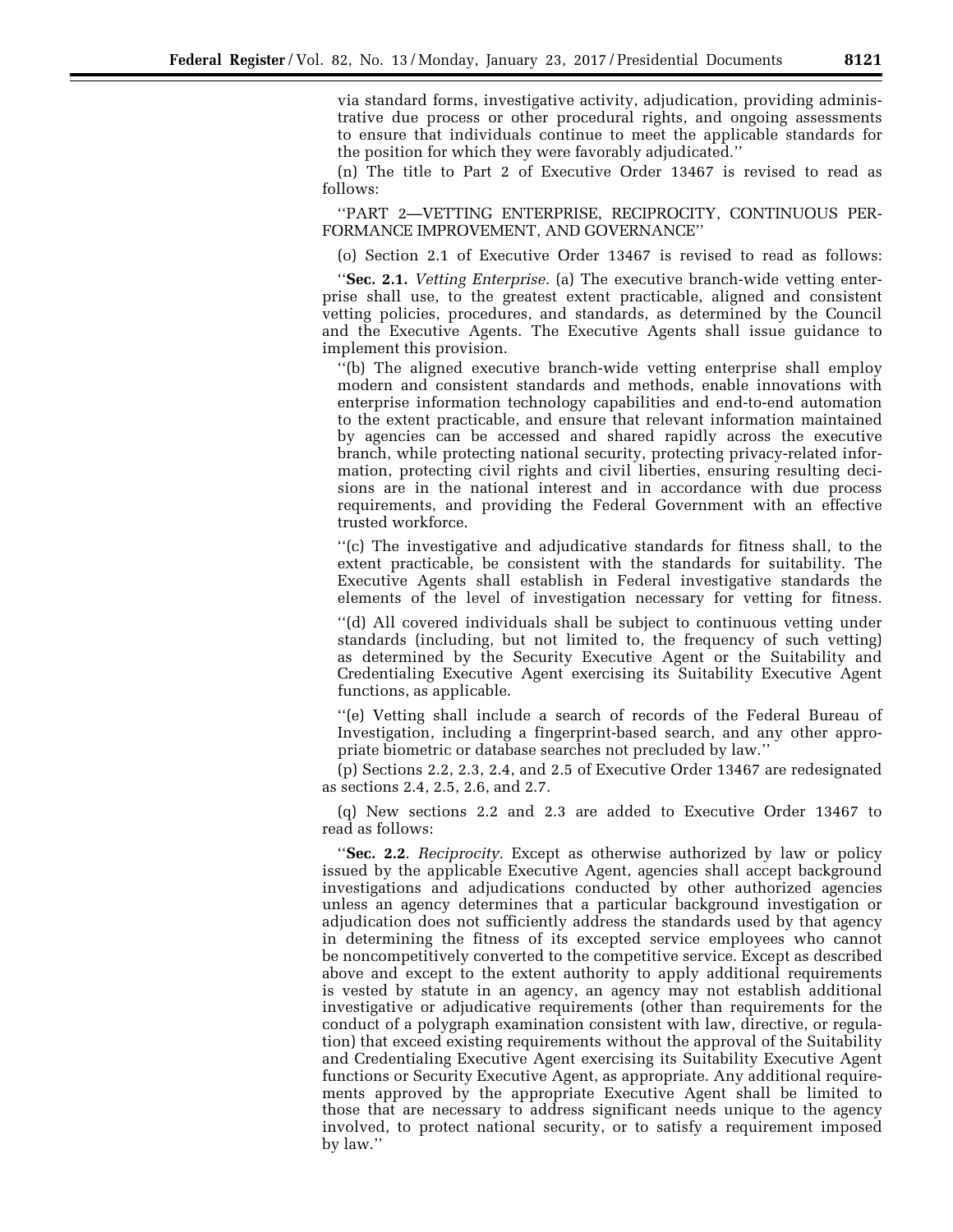via standard forms, investigative activity, adjudication, providing administrative due process or other procedural rights, and ongoing assessments to ensure that individuals continue to meet the applicable standards for the position for which they were favorably adjudicated.''

(n) The title to Part 2 of Executive Order 13467 is revised to read as follows:

''PART 2—VETTING ENTERPRISE, RECIPROCITY, CONTINUOUS PERFORMANCE IMPROVEMENT, AND GOVERNANCE''

(o) Section 2.1 of Executive Order 13467 is revised to read as follows:

''**Sec. 2.1.** *Vetting Enterprise.* (a) The executive branch-wide vetting enterprise shall use, to the greatest extent practicable, aligned and consistent vetting policies, procedures, and standards, as determined by the Council and the Executive Agents. The Executive Agents shall issue guidance to implement this provision.

''(b) The aligned executive branch-wide vetting enterprise shall employ modern and consistent standards and methods, enable innovations with enterprise information technology capabilities and end-to-end automation to the extent practicable, and ensure that relevant information maintained by agencies can be accessed and shared rapidly across the executive branch, while protecting national security, protecting privacy-related information, protecting civil rights and civil liberties, ensuring resulting decisions are in the national interest and in accordance with due process requirements, and providing the Federal Government with an effective trusted workforce.

''(c) The investigative and adjudicative standards for fitness shall, to the extent practicable, be consistent with the standards for suitability. The Executive Agents shall establish in Federal investigative standards the elements of the level of investigation necessary for vetting for fitness.

''(d) All covered individuals shall be subject to continuous vetting under standards (including, but not limited to, the frequency of such vetting) as determined by the Security Executive Agent or the Suitability and Credentialing Executive Agent exercising its Suitability Executive Agent functions, as applicable.

''(e) Vetting shall include a search of records of the Federal Bureau of Investigation, including a fingerprint-based search, and any other appropriate biometric or database searches not precluded by law.''

(p) Sections 2.2, 2.3, 2.4, and 2.5 of Executive Order 13467 are redesignated as sections 2.4, 2.5, 2.6, and 2.7.

(q) New sections 2.2 and 2.3 are added to Executive Order 13467 to read as follows:

''**Sec. 2.2**. *Reciprocity.* Except as otherwise authorized by law or policy issued by the applicable Executive Agent, agencies shall accept background investigations and adjudications conducted by other authorized agencies unless an agency determines that a particular background investigation or adjudication does not sufficiently address the standards used by that agency in determining the fitness of its excepted service employees who cannot be noncompetitively converted to the competitive service. Except as described above and except to the extent authority to apply additional requirements is vested by statute in an agency, an agency may not establish additional investigative or adjudicative requirements (other than requirements for the conduct of a polygraph examination consistent with law, directive, or regulation) that exceed existing requirements without the approval of the Suitability and Credentialing Executive Agent exercising its Suitability Executive Agent functions or Security Executive Agent, as appropriate. Any additional requirements approved by the appropriate Executive Agent shall be limited to those that are necessary to address significant needs unique to the agency involved, to protect national security, or to satisfy a requirement imposed by law.''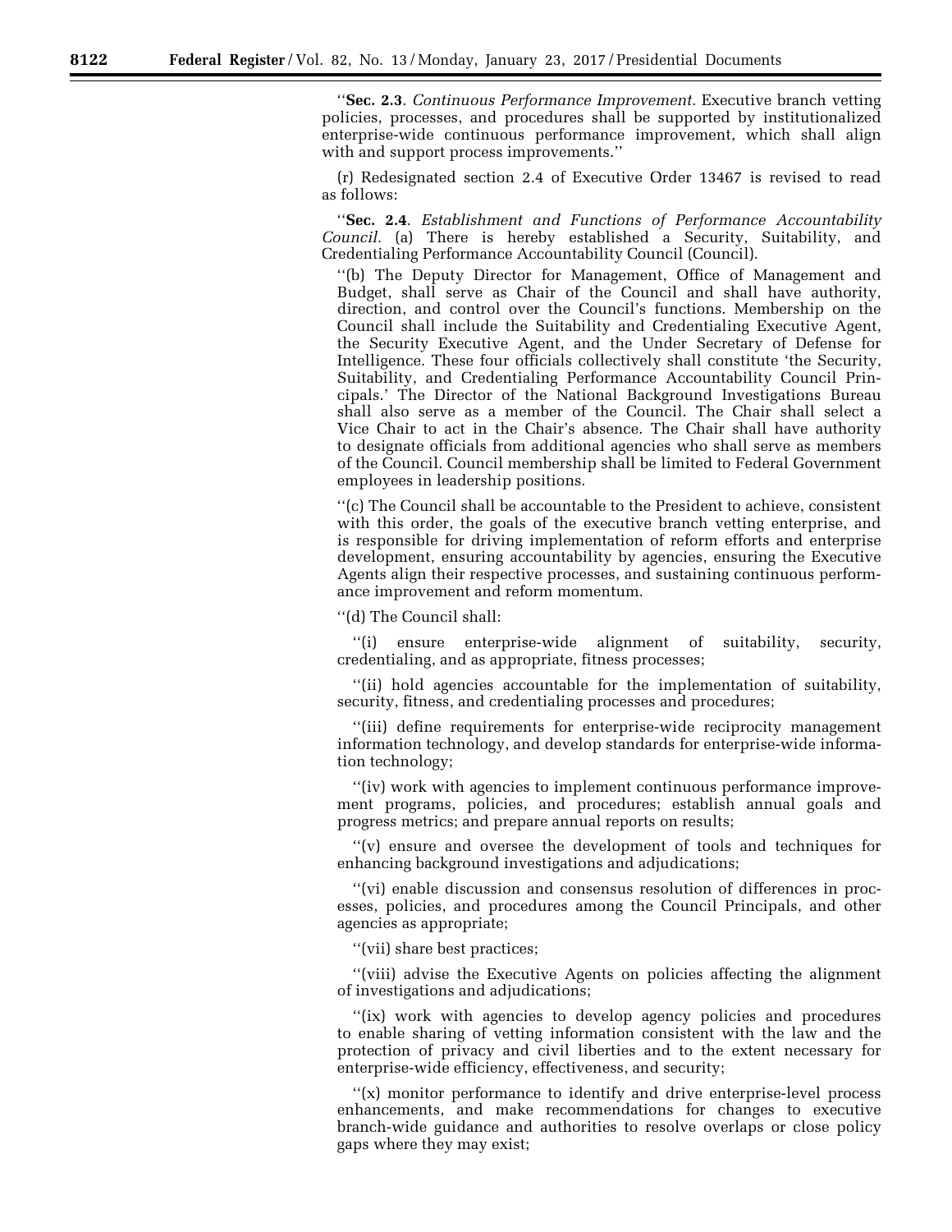''**Sec. 2.3**. *Continuous Performance Improvement.* Executive branch vetting policies, processes, and procedures shall be supported by institutionalized enterprise-wide continuous performance improvement, which shall align with and support process improvements.''

(r) Redesignated section 2.4 of Executive Order 13467 is revised to read as follows:

''**Sec. 2.4**. *Establishment and Functions of Performance Accountability Council.* (a) There is hereby established a Security, Suitability, and Credentialing Performance Accountability Council (Council).

''(b) The Deputy Director for Management, Office of Management and Budget, shall serve as Chair of the Council and shall have authority, direction, and control over the Council's functions. Membership on the Council shall include the Suitability and Credentialing Executive Agent, the Security Executive Agent, and the Under Secretary of Defense for Intelligence. These four officials collectively shall constitute 'the Security, Suitability, and Credentialing Performance Accountability Council Principals.' The Director of the National Background Investigations Bureau shall also serve as a member of the Council. The Chair shall select a Vice Chair to act in the Chair's absence. The Chair shall have authority to designate officials from additional agencies who shall serve as members of the Council. Council membership shall be limited to Federal Government employees in leadership positions.

''(c) The Council shall be accountable to the President to achieve, consistent with this order, the goals of the executive branch vetting enterprise, and is responsible for driving implementation of reform efforts and enterprise development, ensuring accountability by agencies, ensuring the Executive Agents align their respective processes, and sustaining continuous performance improvement and reform momentum.

''(d) The Council shall:

''(i) ensure enterprise-wide alignment of suitability, security, credentialing, and as appropriate, fitness processes;

''(ii) hold agencies accountable for the implementation of suitability, security, fitness, and credentialing processes and procedures;

''(iii) define requirements for enterprise-wide reciprocity management information technology, and develop standards for enterprise-wide information technology;

''(iv) work with agencies to implement continuous performance improvement programs, policies, and procedures; establish annual goals and progress metrics; and prepare annual reports on results;

''(v) ensure and oversee the development of tools and techniques for enhancing background investigations and adjudications;

''(vi) enable discussion and consensus resolution of differences in processes, policies, and procedures among the Council Principals, and other agencies as appropriate;

''(vii) share best practices;

''(viii) advise the Executive Agents on policies affecting the alignment of investigations and adjudications;

''(ix) work with agencies to develop agency policies and procedures to enable sharing of vetting information consistent with the law and the protection of privacy and civil liberties and to the extent necessary for enterprise-wide efficiency, effectiveness, and security;

''(x) monitor performance to identify and drive enterprise-level process enhancements, and make recommendations for changes to executive branch-wide guidance and authorities to resolve overlaps or close policy gaps where they may exist;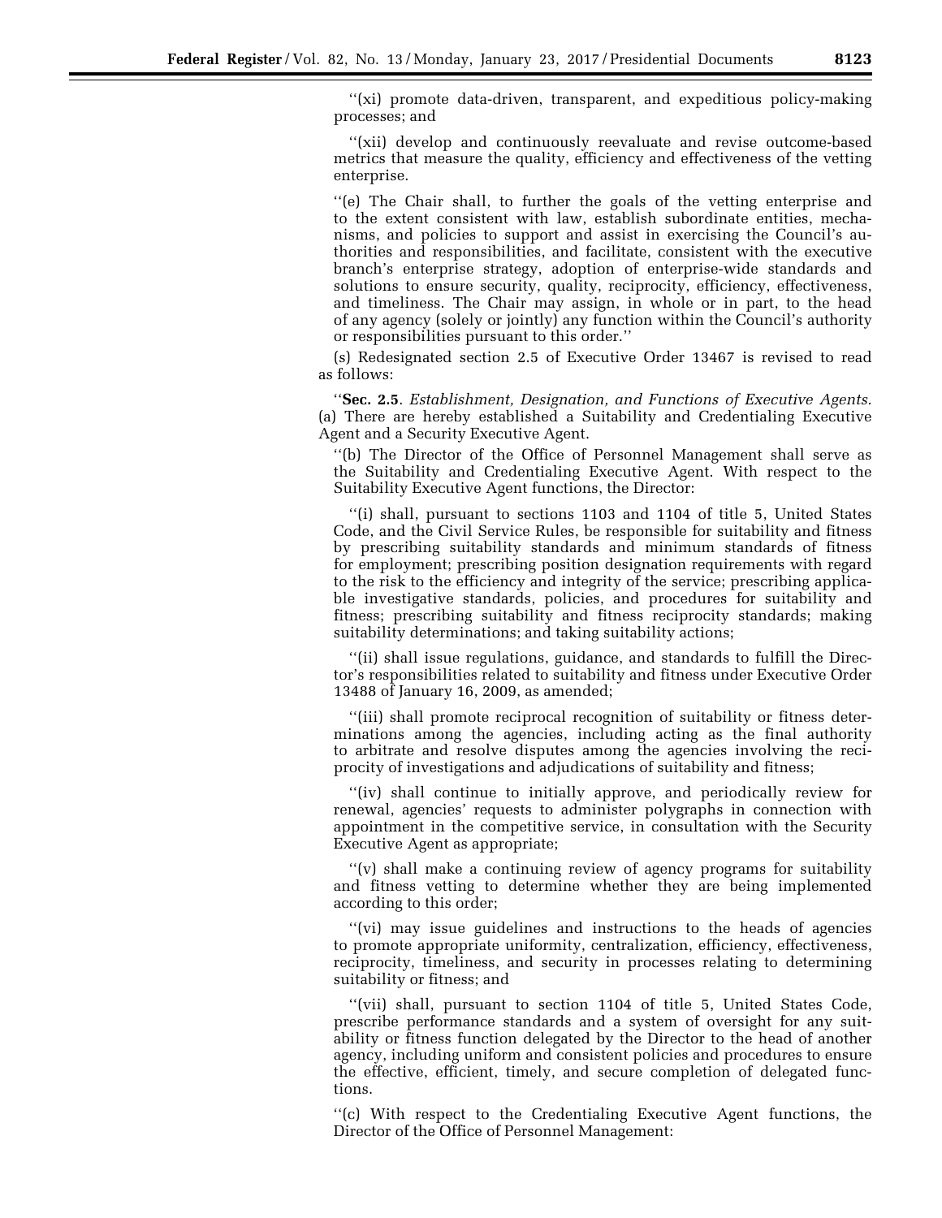''(xi) promote data-driven, transparent, and expeditious policy-making processes; and

''(xii) develop and continuously reevaluate and revise outcome-based metrics that measure the quality, efficiency and effectiveness of the vetting enterprise.

''(e) The Chair shall, to further the goals of the vetting enterprise and to the extent consistent with law, establish subordinate entities, mechanisms, and policies to support and assist in exercising the Council's authorities and responsibilities, and facilitate, consistent with the executive branch's enterprise strategy, adoption of enterprise-wide standards and solutions to ensure security, quality, reciprocity, efficiency, effectiveness, and timeliness. The Chair may assign, in whole or in part, to the head of any agency (solely or jointly) any function within the Council's authority or responsibilities pursuant to this order.''

(s) Redesignated section 2.5 of Executive Order 13467 is revised to read as follows:

''**Sec. 2.5**. *Establishment, Designation, and Functions of Executive Agents.* (a) There are hereby established a Suitability and Credentialing Executive Agent and a Security Executive Agent.

''(b) The Director of the Office of Personnel Management shall serve as the Suitability and Credentialing Executive Agent. With respect to the Suitability Executive Agent functions, the Director:

''(i) shall, pursuant to sections 1103 and 1104 of title 5, United States Code, and the Civil Service Rules, be responsible for suitability and fitness by prescribing suitability standards and minimum standards of fitness for employment; prescribing position designation requirements with regard to the risk to the efficiency and integrity of the service; prescribing applicable investigative standards, policies, and procedures for suitability and fitness; prescribing suitability and fitness reciprocity standards; making suitability determinations; and taking suitability actions;

''(ii) shall issue regulations, guidance, and standards to fulfill the Director's responsibilities related to suitability and fitness under Executive Order 13488 of January 16, 2009, as amended;

''(iii) shall promote reciprocal recognition of suitability or fitness determinations among the agencies, including acting as the final authority to arbitrate and resolve disputes among the agencies involving the reciprocity of investigations and adjudications of suitability and fitness;

''(iv) shall continue to initially approve, and periodically review for renewal, agencies' requests to administer polygraphs in connection with appointment in the competitive service, in consultation with the Security Executive Agent as appropriate;

''(v) shall make a continuing review of agency programs for suitability and fitness vetting to determine whether they are being implemented according to this order;

''(vi) may issue guidelines and instructions to the heads of agencies to promote appropriate uniformity, centralization, efficiency, effectiveness, reciprocity, timeliness, and security in processes relating to determining suitability or fitness; and

''(vii) shall, pursuant to section 1104 of title 5, United States Code, prescribe performance standards and a system of oversight for any suitability or fitness function delegated by the Director to the head of another agency, including uniform and consistent policies and procedures to ensure the effective, efficient, timely, and secure completion of delegated functions.

''(c) With respect to the Credentialing Executive Agent functions, the Director of the Office of Personnel Management: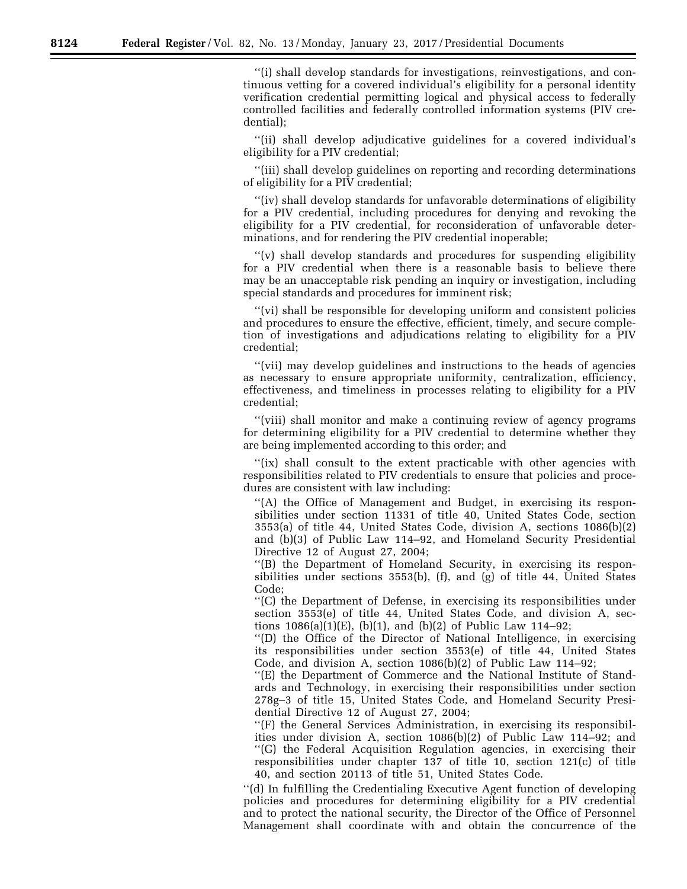''(i) shall develop standards for investigations, reinvestigations, and continuous vetting for a covered individual's eligibility for a personal identity verification credential permitting logical and physical access to federally controlled facilities and federally controlled information systems (PIV credential);

''(ii) shall develop adjudicative guidelines for a covered individual's eligibility for a PIV credential;

''(iii) shall develop guidelines on reporting and recording determinations of eligibility for a PIV credential;

''(iv) shall develop standards for unfavorable determinations of eligibility for a PIV credential, including procedures for denying and revoking the eligibility for a PIV credential, for reconsideration of unfavorable determinations, and for rendering the PIV credential inoperable;

''(v) shall develop standards and procedures for suspending eligibility for a PIV credential when there is a reasonable basis to believe there may be an unacceptable risk pending an inquiry or investigation, including special standards and procedures for imminent risk;

''(vi) shall be responsible for developing uniform and consistent policies and procedures to ensure the effective, efficient, timely, and secure completion of investigations and adjudications relating to eligibility for a PIV credential;

''(vii) may develop guidelines and instructions to the heads of agencies as necessary to ensure appropriate uniformity, centralization, efficiency, effectiveness, and timeliness in processes relating to eligibility for a PIV credential;

''(viii) shall monitor and make a continuing review of agency programs for determining eligibility for a PIV credential to determine whether they are being implemented according to this order; and

''(ix) shall consult to the extent practicable with other agencies with responsibilities related to PIV credentials to ensure that policies and procedures are consistent with law including:

''(A) the Office of Management and Budget, in exercising its responsibilities under section 11331 of title 40, United States Code, section 3553(a) of title 44, United States Code, division A, sections 1086(b)(2) and (b)(3) of Public Law 114–92, and Homeland Security Presidential Directive 12 of August 27, 2004;

''(B) the Department of Homeland Security, in exercising its responsibilities under sections 3553(b), (f), and (g) of title 44, United States Code;

''(C) the Department of Defense, in exercising its responsibilities under section 3553(e) of title 44, United States Code, and division A, sections 1086(a)(1)(E), (b)(1), and (b)(2) of Public Law 114–92;

''(D) the Office of the Director of National Intelligence, in exercising its responsibilities under section 3553(e) of title 44, United States Code, and division A, section 1086(b)(2) of Public Law 114–92;

''(E) the Department of Commerce and the National Institute of Standards and Technology, in exercising their responsibilities under section 278g–3 of title 15, United States Code, and Homeland Security Presidential Directive 12 of August 27, 2004;

''(F) the General Services Administration, in exercising its responsibilities under division A, section 1086(b)(2) of Public Law 114–92; and

''(G) the Federal Acquisition Regulation agencies, in exercising their responsibilities under chapter 137 of title 10, section 121(c) of title 40, and section 20113 of title 51, United States Code.

''(d) In fulfilling the Credentialing Executive Agent function of developing policies and procedures for determining eligibility for a PIV credential and to protect the national security, the Director of the Office of Personnel Management shall coordinate with and obtain the concurrence of the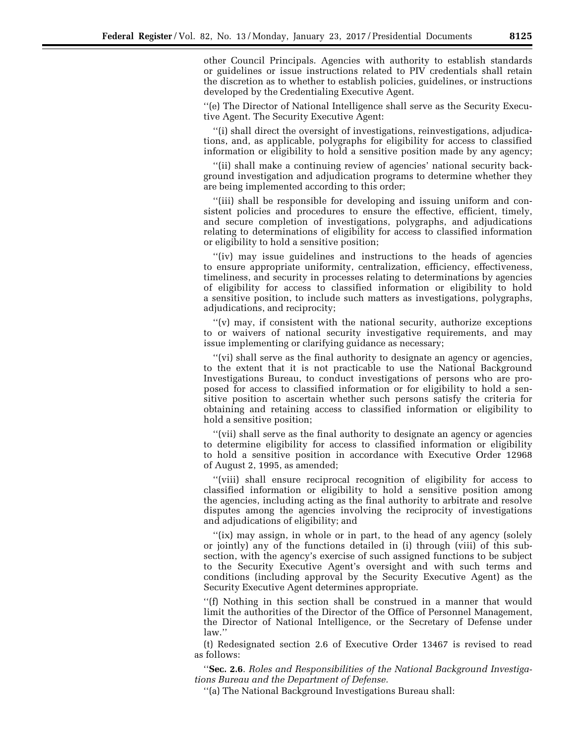other Council Principals. Agencies with authority to establish standards or guidelines or issue instructions related to PIV credentials shall retain the discretion as to whether to establish policies, guidelines, or instructions developed by the Credentialing Executive Agent.

''(e) The Director of National Intelligence shall serve as the Security Executive Agent. The Security Executive Agent:

''(i) shall direct the oversight of investigations, reinvestigations, adjudications, and, as applicable, polygraphs for eligibility for access to classified information or eligibility to hold a sensitive position made by any agency;

''(ii) shall make a continuing review of agencies' national security background investigation and adjudication programs to determine whether they are being implemented according to this order;

''(iii) shall be responsible for developing and issuing uniform and consistent policies and procedures to ensure the effective, efficient, timely, and secure completion of investigations, polygraphs, and adjudications relating to determinations of eligibility for access to classified information or eligibility to hold a sensitive position;

''(iv) may issue guidelines and instructions to the heads of agencies to ensure appropriate uniformity, centralization, efficiency, effectiveness, timeliness, and security in processes relating to determinations by agencies of eligibility for access to classified information or eligibility to hold a sensitive position, to include such matters as investigations, polygraphs, adjudications, and reciprocity;

''(v) may, if consistent with the national security, authorize exceptions to or waivers of national security investigative requirements, and may issue implementing or clarifying guidance as necessary;

''(vi) shall serve as the final authority to designate an agency or agencies, to the extent that it is not practicable to use the National Background Investigations Bureau, to conduct investigations of persons who are proposed for access to classified information or for eligibility to hold a sensitive position to ascertain whether such persons satisfy the criteria for obtaining and retaining access to classified information or eligibility to hold a sensitive position;

''(vii) shall serve as the final authority to designate an agency or agencies to determine eligibility for access to classified information or eligibility to hold a sensitive position in accordance with Executive Order 12968 of August 2, 1995, as amended;

''(viii) shall ensure reciprocal recognition of eligibility for access to classified information or eligibility to hold a sensitive position among the agencies, including acting as the final authority to arbitrate and resolve disputes among the agencies involving the reciprocity of investigations and adjudications of eligibility; and

''(ix) may assign, in whole or in part, to the head of any agency (solely or jointly) any of the functions detailed in (i) through (viii) of this subsection, with the agency's exercise of such assigned functions to be subject to the Security Executive Agent's oversight and with such terms and conditions (including approval by the Security Executive Agent) as the Security Executive Agent determines appropriate.

''(f) Nothing in this section shall be construed in a manner that would limit the authorities of the Director of the Office of Personnel Management, the Director of National Intelligence, or the Secretary of Defense under law.''

(t) Redesignated section 2.6 of Executive Order 13467 is revised to read as follows:

''**Sec. 2.6**. *Roles and Responsibilities of the National Background Investigations Bureau and the Department of Defense.*

''(a) The National Background Investigations Bureau shall: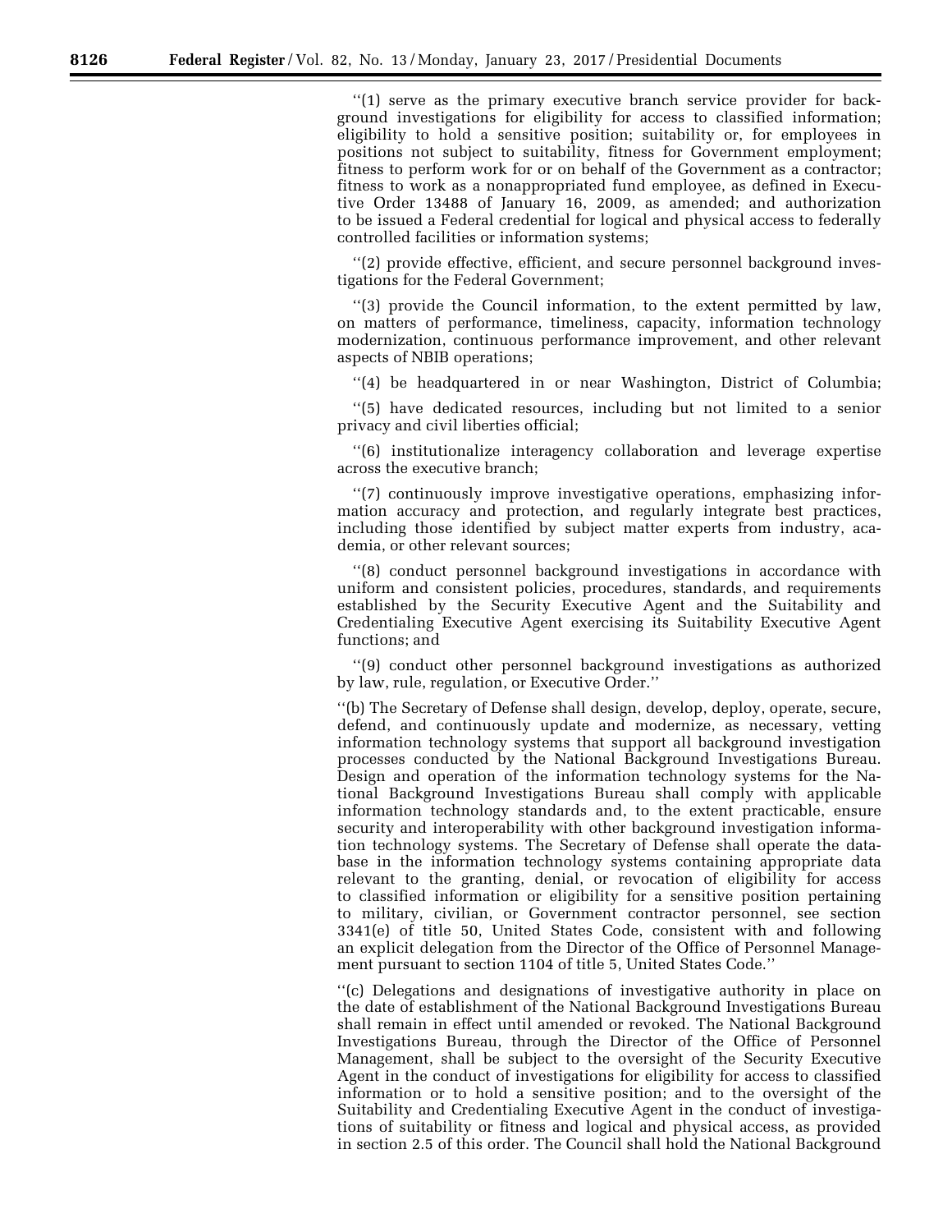"(1) serve as the primary executive branch service provider for background investigations for eligibility for access to classified information; eligibility to hold a sensitive position; suitability or, for employees in positions not subject to suitability, fitness for Government employment; fitness to perform work for or on behalf of the Government as a contractor; fitness to work as a nonappropriated fund employee, as defined in Executive Order 13488 of January 16, 2009, as amended; and authorization to be issued a Federal credential for logical and physical access to federally controlled facilities or information systems;

"(2) provide effective, efficient, and secure personnel background investigations for the Federal Government;

"(3) provide the Council information, to the extent permitted by law, on matters of performance, timeliness, capacity, information technology modernization, continuous performance improvement, and other relevant aspects of NBIB operations;

"(4) be headquartered in or near Washington, District of Columbia;

"(5) have dedicated resources, including but not limited to a senior privacy and civil liberties official;

"(6) institutionalize interagency collaboration and leverage expertise across the executive branch;

"(7) continuously improve investigative operations, emphasizing information accuracy and protection, and regularly integrate best practices, including those identified by subject matter experts from industry, academia, or other relevant sources;

"(8) conduct personnel background investigations in accordance with uniform and consistent policies, procedures, standards, and requirements established by the Security Executive Agent and the Suitability and Credentialing Executive Agent exercising its Suitability Executive Agent functions; and

"(9) conduct other personnel background investigations as authorized by law, rule, regulation, or Executive Order."

"(b) The Secretary of Defense shall design, develop, deploy, operate, secure, defend, and continuously update and modernize, as necessary, vetting information technology systems that support all background investigation processes conducted by the National Background Investigations Bureau. Design and operation of the information technology systems for the National Background Investigations Bureau shall comply with applicable information technology standards and, to the extent practicable, ensure security and interoperability with other background investigation information technology systems. The Secretary of Defense shall operate the database in the information technology systems containing appropriate data relevant to the granting, denial, or revocation of eligibility for access to classified information or eligibility for a sensitive position pertaining to military, civilian, or Government contractor personnel, see section 3341(e) of title 50, United States Code, consistent with and following an explicit delegation from the Director of the Office of Personnel Management pursuant to section 1104 of title 5, United States Code."

"(c) Delegations and designations of investigative authority in place on the date of establishment of the National Background Investigations Bureau shall remain in effect until amended or revoked. The National Background Investigations Bureau, through the Director of the Office of Personnel Management, shall be subject to the oversight of the Security Executive Agent in the conduct of investigations for eligibility for access to classified information or to hold a sensitive position; and to the oversight of the Suitability and Credentialing Executive Agent in the conduct of investigations of suitability or fitness and logical and physical access, as provided in section 2.5 of this order. The Council shall hold the National Background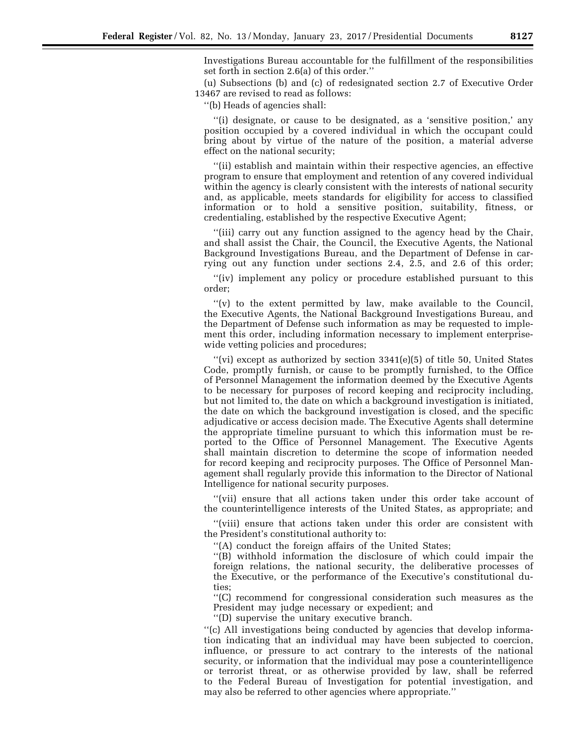Investigations Bureau accountable for the fulfillment of the responsibilities set forth in section 2.6(a) of this order.''

(u) Subsections (b) and (c) of redesignated section 2.7 of Executive Order 13467 are revised to read as follows:

''(b) Heads of agencies shall:

''(i) designate, or cause to be designated, as a 'sensitive position,' any position occupied by a covered individual in which the occupant could bring about by virtue of the nature of the position, a material adverse effect on the national security;

''(ii) establish and maintain within their respective agencies, an effective program to ensure that employment and retention of any covered individual within the agency is clearly consistent with the interests of national security and, as applicable, meets standards for eligibility for access to classified information or to hold a sensitive position, suitability, fitness, or credentialing, established by the respective Executive Agent;

''(iii) carry out any function assigned to the agency head by the Chair, and shall assist the Chair, the Council, the Executive Agents, the National Background Investigations Bureau, and the Department of Defense in carrying out any function under sections 2.4, 2.5, and 2.6 of this order;

''(iv) implement any policy or procedure established pursuant to this order;

''(v) to the extent permitted by law, make available to the Council, the Executive Agents, the National Background Investigations Bureau, and the Department of Defense such information as may be requested to implement this order, including information necessary to implement enterprise-wide vetting policies and procedures;

''(vi) except as authorized by section 3341(e)(5) of title 50, United States Code, promptly furnish, or cause to be promptly furnished, to the Office of Personnel Management the information deemed by the Executive Agents to be necessary for purposes of record keeping and reciprocity including, but not limited to, the date on which a background investigation is initiated, the date on which the background investigation is closed, and the specific adjudicative or access decision made. The Executive Agents shall determine the appropriate timeline pursuant to which this information must be reported to the Office of Personnel Management. The Executive Agents shall maintain discretion to determine the scope of information needed for record keeping and reciprocity purposes. The Office of Personnel Management shall regularly provide this information to the Director of National Intelligence for national security purposes.

''(vii) ensure that all actions taken under this order take account of the counterintelligence interests of the United States, as appropriate; and

''(viii) ensure that actions taken under this order are consistent with the President's constitutional authority to:

''(A) conduct the foreign affairs of the United States;

''(B) withhold information the disclosure of which could impair the foreign relations, the national security, the deliberative processes of the Executive, or the performance of the Executive's constitutional duties;

''(C) recommend for congressional consideration such measures as the President may judge necessary or expedient; and

''(D) supervise the unitary executive branch.

''(c) All investigations being conducted by agencies that develop information indicating that an individual may have been subjected to coercion, influence, or pressure to act contrary to the interests of the national security, or information that the individual may pose a counterintelligence or terrorist threat, or as otherwise provided by law, shall be referred to the Federal Bureau of Investigation for potential investigation, and may also be referred to other agencies where appropriate.''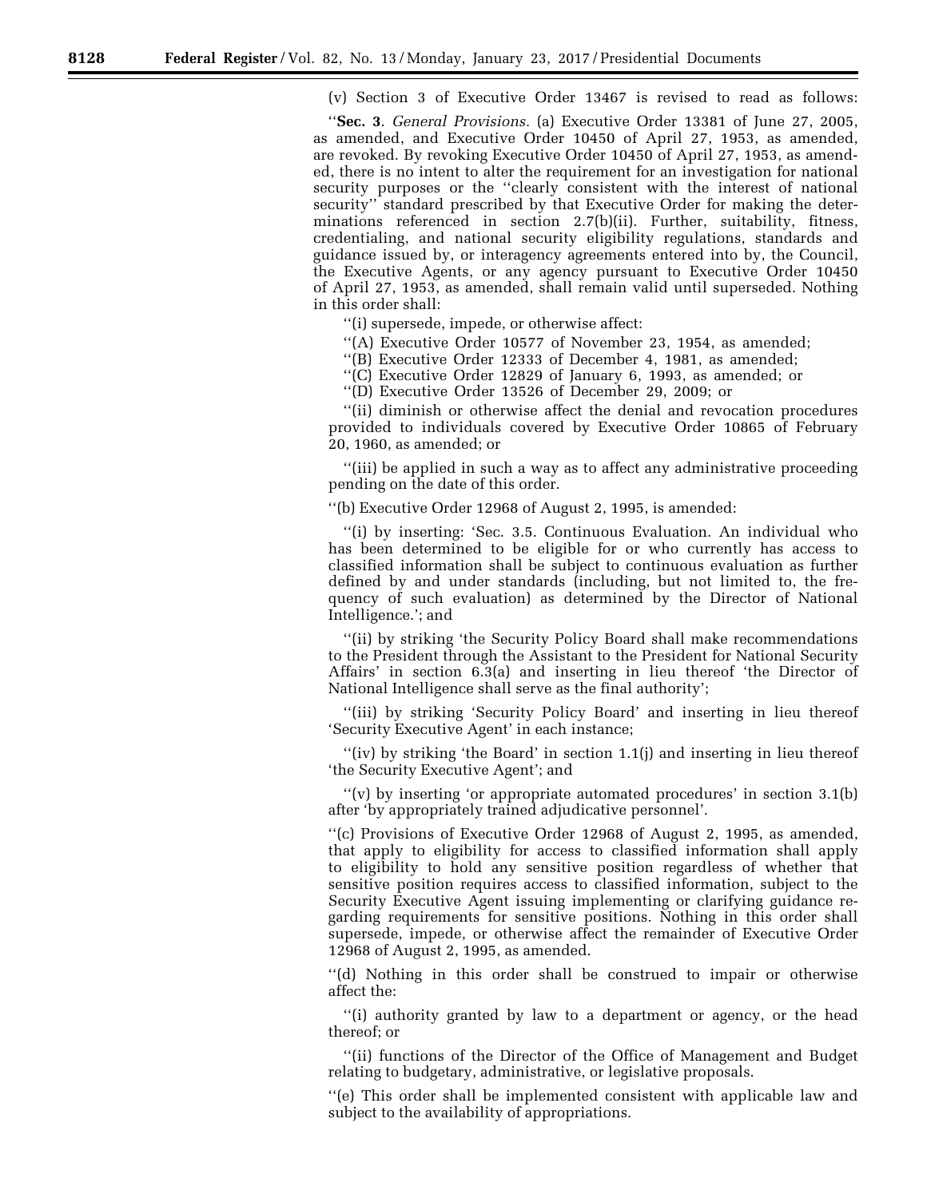(v) Section 3 of Executive Order 13467 is revised to read as follows:

''**Sec. 3**. *General Provisions.* (a) Executive Order 13381 of June 27, 2005, as amended, and Executive Order 10450 of April 27, 1953, as amended, are revoked. By revoking Executive Order 10450 of April 27, 1953, as amended, there is no intent to alter the requirement for an investigation for national security purposes or the ''clearly consistent with the interest of national security'' standard prescribed by that Executive Order for making the determinations referenced in section 2.7(b)(ii). Further, suitability, fitness, credentialing, and national security eligibility regulations, standards and guidance issued by, or interagency agreements entered into by, the Council, the Executive Agents, or any agency pursuant to Executive Order 10450 of April 27, 1953, as amended, shall remain valid until superseded. Nothing in this order shall:

''(i) supersede, impede, or otherwise affect:

''(A) Executive Order 10577 of November 23, 1954, as amended;

''(B) Executive Order 12333 of December 4, 1981, as amended;

''(C) Executive Order 12829 of January 6, 1993, as amended; or

''(D) Executive Order 13526 of December 29, 2009; or

''(ii) diminish or otherwise affect the denial and revocation procedures provided to individuals covered by Executive Order 10865 of February 20, 1960, as amended; or

''(iii) be applied in such a way as to affect any administrative proceeding pending on the date of this order.

''(b) Executive Order 12968 of August 2, 1995, is amended:

''(i) by inserting: 'Sec. 3.5. Continuous Evaluation. An individual who has been determined to be eligible for or who currently has access to classified information shall be subject to continuous evaluation as further defined by and under standards (including, but not limited to, the frequency of such evaluation) as determined by the Director of National Intelligence.'; and

''(ii) by striking 'the Security Policy Board shall make recommendations to the President through the Assistant to the President for National Security Affairs' in section 6.3(a) and inserting in lieu thereof 'the Director of National Intelligence shall serve as the final authority';

''(iii) by striking 'Security Policy Board' and inserting in lieu thereof 'Security Executive Agent' in each instance;

''(iv) by striking 'the Board' in section 1.1(j) and inserting in lieu thereof 'the Security Executive Agent'; and

''(v) by inserting 'or appropriate automated procedures' in section 3.1(b) after 'by appropriately trained adjudicative personnel'.

''(c) Provisions of Executive Order 12968 of August 2, 1995, as amended, that apply to eligibility for access to classified information shall apply to eligibility to hold any sensitive position regardless of whether that sensitive position requires access to classified information, subject to the Security Executive Agent issuing implementing or clarifying guidance regarding requirements for sensitive positions. Nothing in this order shall supersede, impede, or otherwise affect the remainder of Executive Order 12968 of August 2, 1995, as amended.

''(d) Nothing in this order shall be construed to impair or otherwise affect the:

''(i) authority granted by law to a department or agency, or the head thereof; or

''(ii) functions of the Director of the Office of Management and Budget relating to budgetary, administrative, or legislative proposals.

''(e) This order shall be implemented consistent with applicable law and subject to the availability of appropriations.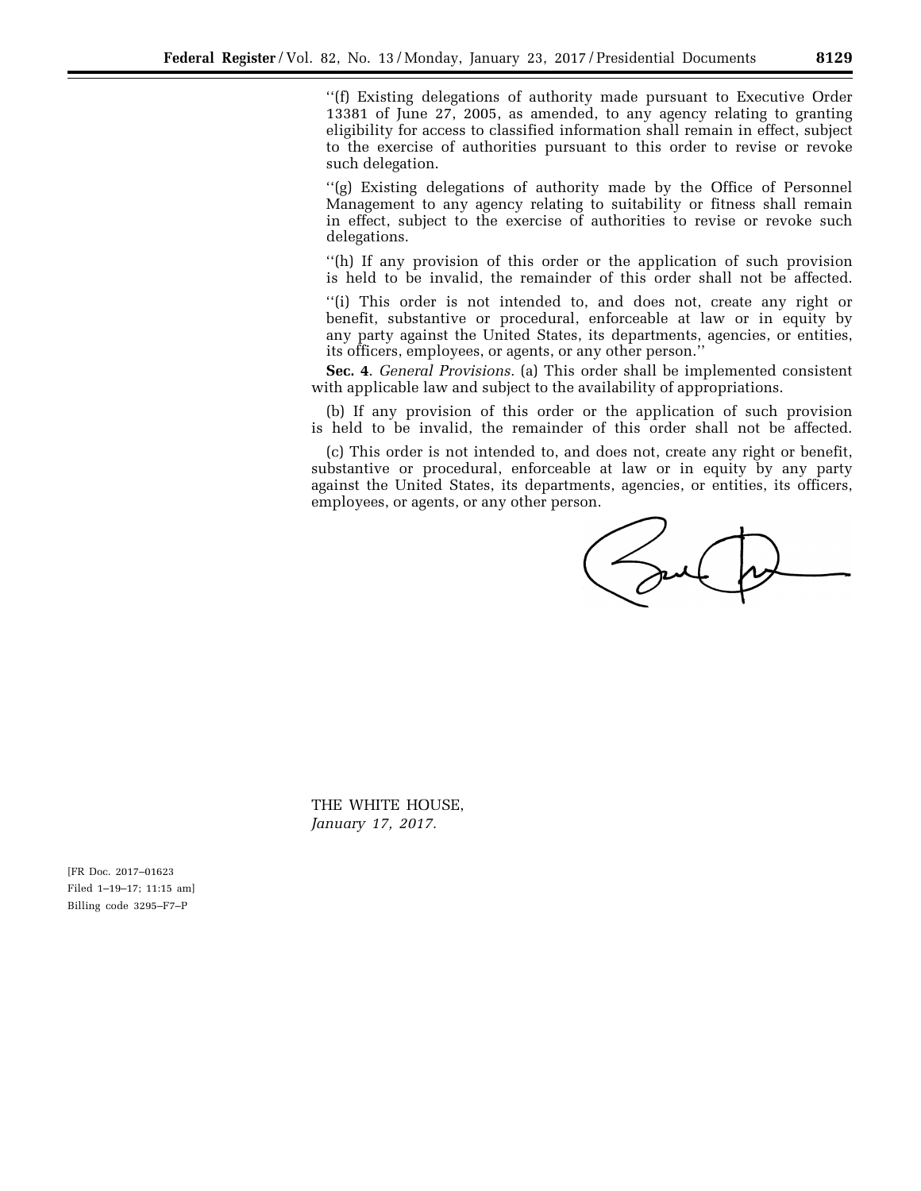''(f) Existing delegations of authority made pursuant to Executive Order 13381 of June 27, 2005, as amended, to any agency relating to granting eligibility for access to classified information shall remain in effect, subject to the exercise of authorities pursuant to this order to revise or revoke such delegation.

''(g) Existing delegations of authority made by the Office of Personnel Management to any agency relating to suitability or fitness shall remain in effect, subject to the exercise of authorities to revise or revoke such delegations.

''(h) If any provision of this order or the application of such provision is held to be invalid, the remainder of this order shall not be affected.

''(i) This order is not intended to, and does not, create any right or benefit, substantive or procedural, enforceable at law or in equity by any party against the United States, its departments, agencies, or entities, its officers, employees, or agents, or any other person.''

**Sec. 4**. *General Provisions.* (a) This order shall be implemented consistent with applicable law and subject to the availability of appropriations.

(b) If any provision of this order or the application of such provision is held to be invalid, the remainder of this order shall not be affected.

(c) This order is not intended to, and does not, create any right or benefit, substantive or procedural, enforceable at law or in equity by any party against the United States, its departments, agencies, or entities, its officers, employees, or agents, or any other person.

THE WHITE HOUSE,
*January 17, 2017.*

[FR Doc. 2017–01623
Filed 1–19–17; 11:15 am]
Billing code 3295–F7–P